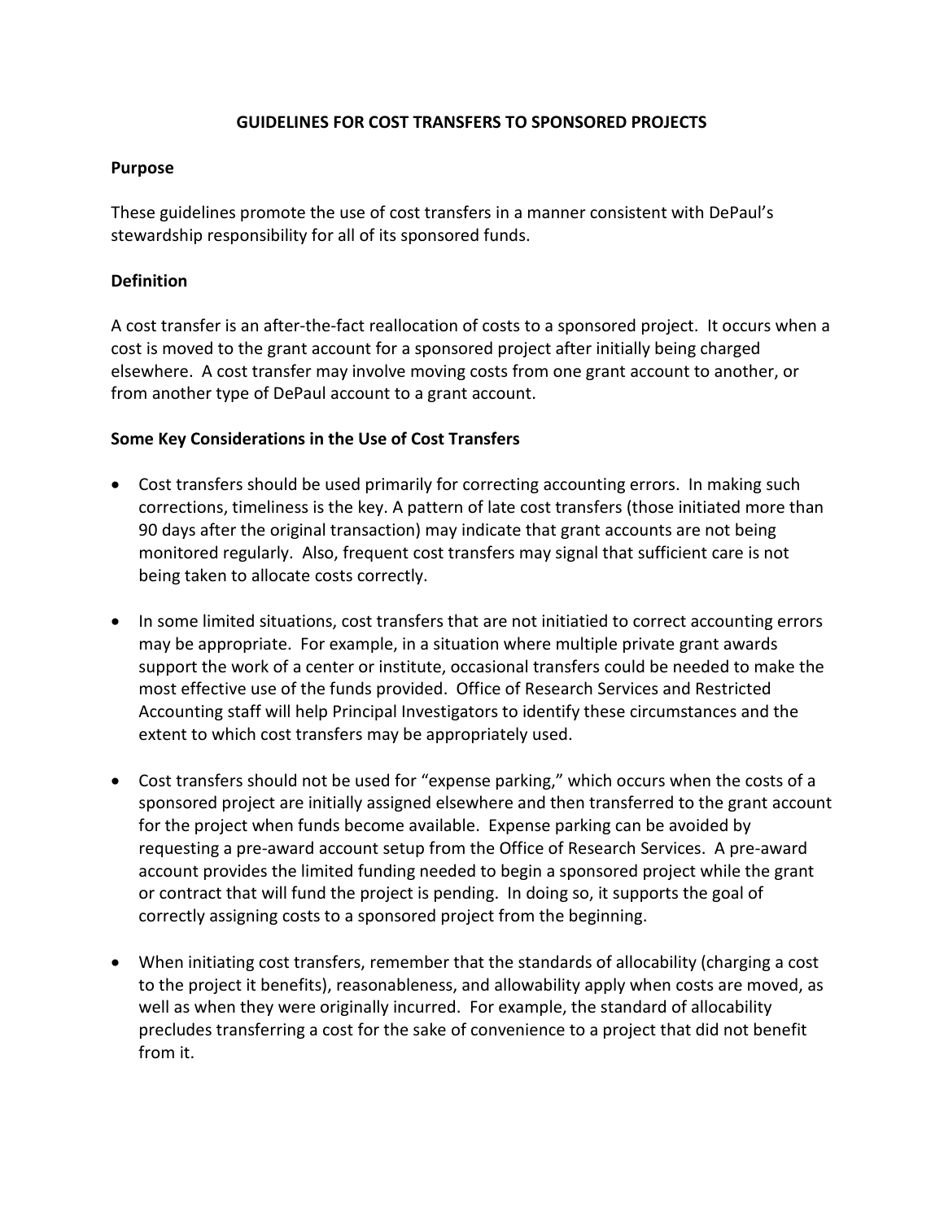# GUIDELINES FOR COST TRANSFERS TO SPONSORED PROJECTS

## Purpose

These guidelines promote the use of cost transfers in a manner consistent with DePaul's stewardship responsibility for all of its sponsored funds.

## Definition

A cost transfer is an after-the-fact reallocation of costs to a sponsored project. It occurs when a cost is moved to the grant account for a sponsored project after initially being charged elsewhere. A cost transfer may involve moving costs from one grant account to another, or from another type of DePaul account to a grant account.

## Some Key Considerations in the Use of Cost Transfers

- Cost transfers should be used primarily for correcting accounting errors. In making such corrections, timeliness is the key. A pattern of late cost transfers (those initiated more than 90 days after the original transaction) may indicate that grant accounts are not being monitored regularly. Also, frequent cost transfers may signal that sufficient care is not being taken to allocate costs correctly.

- In some limited situations, cost transfers that are not initiatied to correct accounting errors may be appropriate. For example, in a situation where multiple private grant awards support the work of a center or institute, occasional transfers could be needed to make the most effective use of the funds provided. Office of Research Services and Restricted Accounting staff will help Principal Investigators to identify these circumstances and the extent to which cost transfers may be appropriately used.

- Cost transfers should not be used for "expense parking," which occurs when the costs of a sponsored project are initially assigned elsewhere and then transferred to the grant account for the project when funds become available. Expense parking can be avoided by requesting a pre-award account setup from the Office of Research Services. A pre-award account provides the limited funding needed to begin a sponsored project while the grant or contract that will fund the project is pending. In doing so, it supports the goal of correctly assigning costs to a sponsored project from the beginning.

- When initiating cost transfers, remember that the standards of allocability (charging a cost to the project it benefits), reasonableness, and allowability apply when costs are moved, as well as when they were originally incurred. For example, the standard of allocability precludes transferring a cost for the sake of convenience to a project that did not benefit from it.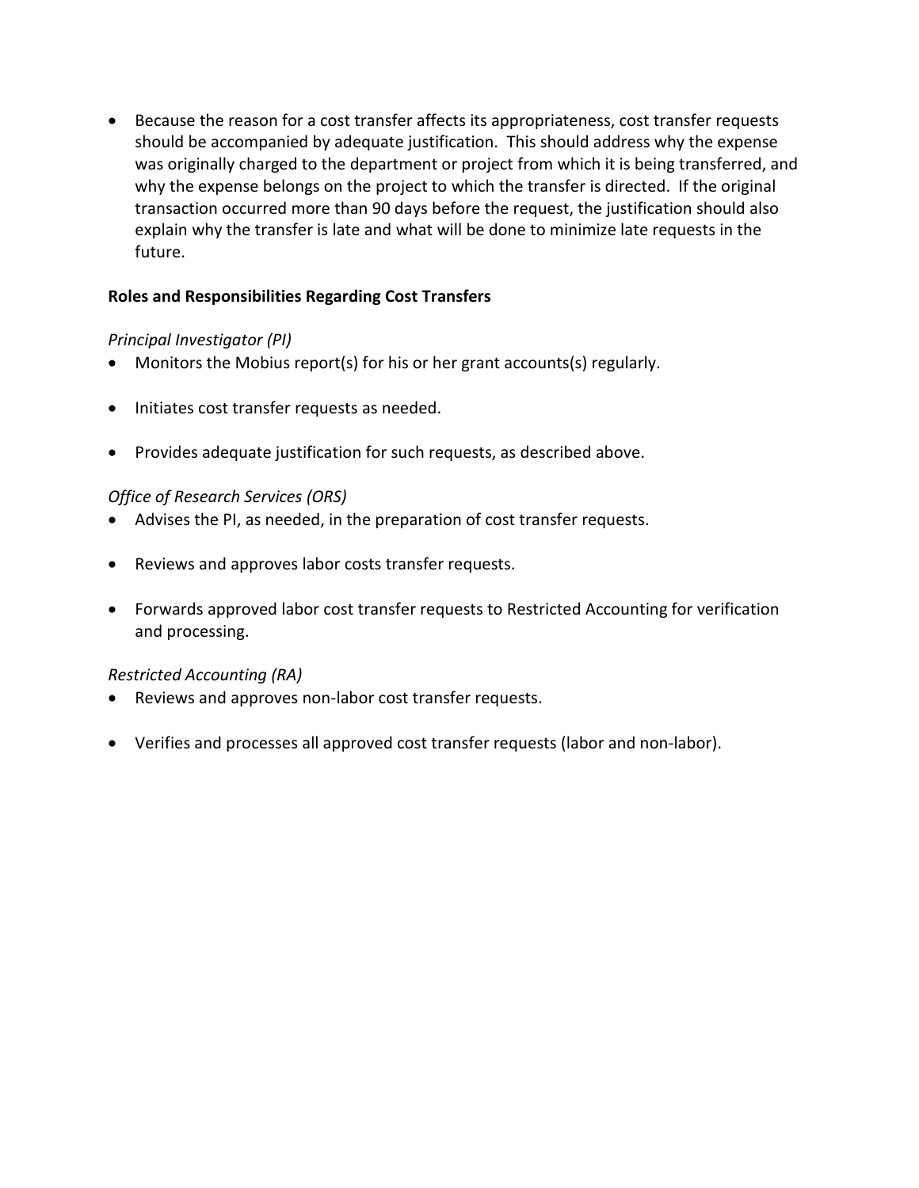- Because the reason for a cost transfer affects its appropriateness, cost transfer requests should be accompanied by adequate justification. This should address why the expense was originally charged to the department or project from which it is being transferred, and why the expense belongs on the project to which the transfer is directed. If the original transaction occurred more than 90 days before the request, the justification should also explain why the transfer is late and what will be done to minimize late requests in the future.

**Roles and Responsibilities Regarding Cost Transfers**

*Principal Investigator (PI)*

- Monitors the Mobius report(s) for his or her grant accounts(s) regularly.
- Initiates cost transfer requests as needed.
- Provides adequate justification for such requests, as described above.

*Office of Research Services (ORS)*

- Advises the PI, as needed, in the preparation of cost transfer requests.
- Reviews and approves labor costs transfer requests.
- Forwards approved labor cost transfer requests to Restricted Accounting for verification and processing.

*Restricted Accounting (RA)*

- Reviews and approves non-labor cost transfer requests.
- Verifies and processes all approved cost transfer requests (labor and non-labor).